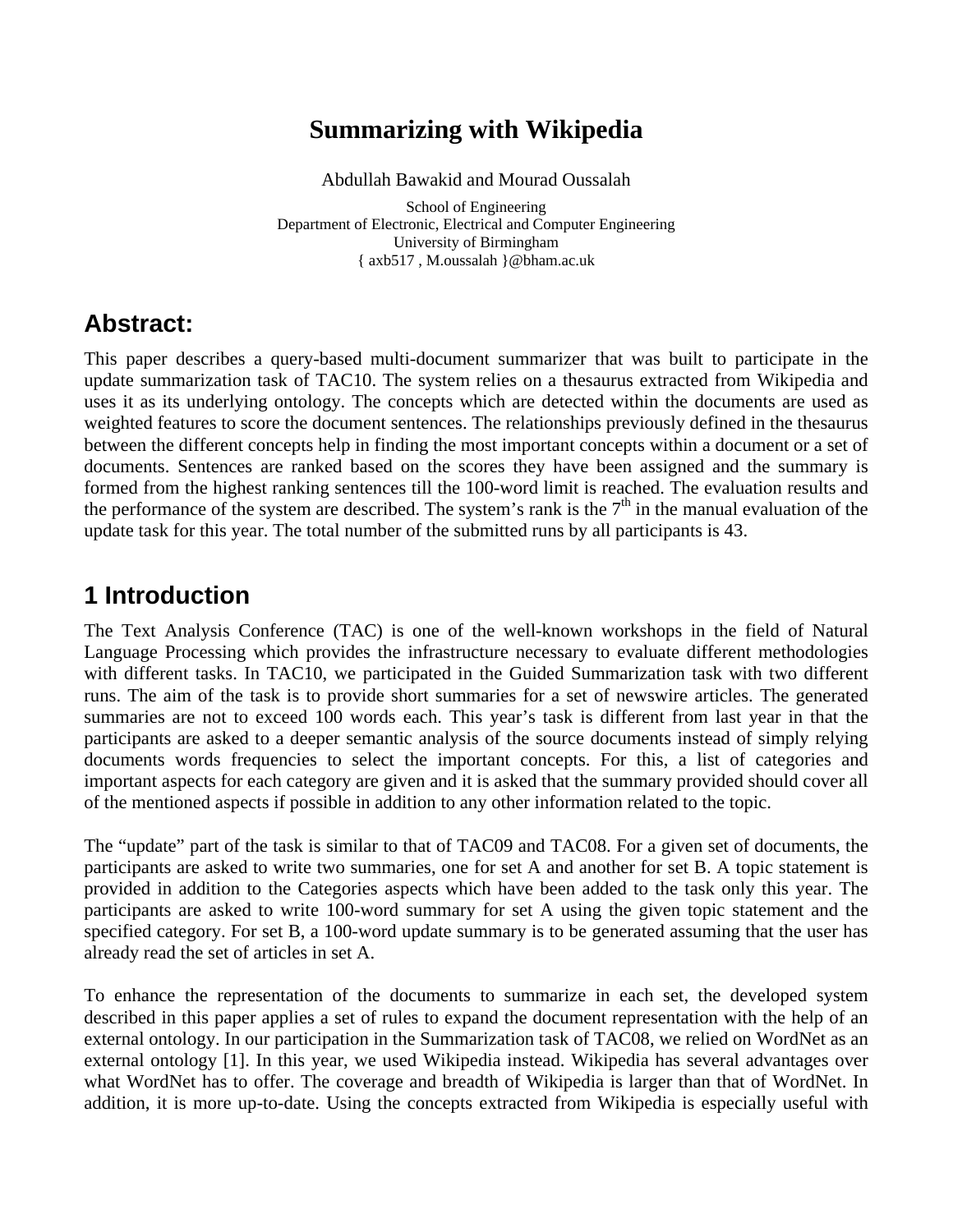# Summarizing with Wikipedia

Abdullah Bawakid and Mourad Oussalah

School of Engineering
Department of Electronic, Electrical and Computer Engineering
University of Birmingham
{ axb517 , M.oussalah }@bham.ac.uk

## Abstract:

This paper describes a query-based multi-document summarizer that was built to participate in the update summarization task of TAC10. The system relies on a thesaurus extracted from Wikipedia and uses it as its underlying ontology. The concepts which are detected within the documents are used as weighted features to score the document sentences. The relationships previously defined in the thesaurus between the different concepts help in finding the most important concepts within a document or a set of documents. Sentences are ranked based on the scores they have been assigned and the summary is formed from the highest ranking sentences till the 100-word limit is reached. The evaluation results and the performance of the system are described. The system's rank is the 7th in the manual evaluation of the update task for this year. The total number of the submitted runs by all participants is 43.

## 1 Introduction

The Text Analysis Conference (TAC) is one of the well-known workshops in the field of Natural Language Processing which provides the infrastructure necessary to evaluate different methodologies with different tasks. In TAC10, we participated in the Guided Summarization task with two different runs. The aim of the task is to provide short summaries for a set of newswire articles. The generated summaries are not to exceed 100 words each. This year's task is different from last year in that the participants are asked to a deeper semantic analysis of the source documents instead of simply relying documents words frequencies to select the important concepts. For this, a list of categories and important aspects for each category are given and it is asked that the summary provided should cover all of the mentioned aspects if possible in addition to any other information related to the topic.

The "update" part of the task is similar to that of TAC09 and TAC08. For a given set of documents, the participants are asked to write two summaries, one for set A and another for set B. A topic statement is provided in addition to the Categories aspects which have been added to the task only this year. The participants are asked to write 100-word summary for set A using the given topic statement and the specified category. For set B, a 100-word update summary is to be generated assuming that the user has already read the set of articles in set A.

To enhance the representation of the documents to summarize in each set, the developed system described in this paper applies a set of rules to expand the document representation with the help of an external ontology. In our participation in the Summarization task of TAC08, we relied on WordNet as an external ontology [1]. In this year, we used Wikipedia instead. Wikipedia has several advantages over what WordNet has to offer. The coverage and breadth of Wikipedia is larger than that of WordNet. In addition, it is more up-to-date. Using the concepts extracted from Wikipedia is especially useful with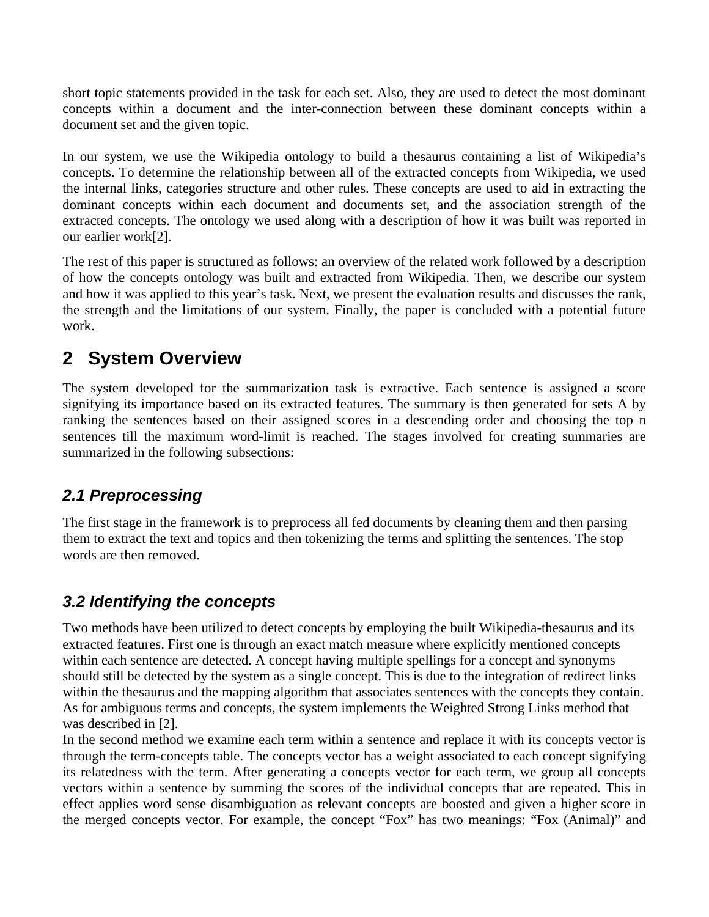short topic statements provided in the task for each set. Also, they are used to detect the most dominant concepts within a document and the inter-connection between these dominant concepts within a document set and the given topic.

In our system, we use the Wikipedia ontology to build a thesaurus containing a list of Wikipedia's concepts. To determine the relationship between all of the extracted concepts from Wikipedia, we used the internal links, categories structure and other rules. These concepts are used to aid in extracting the dominant concepts within each document and documents set, and the association strength of the extracted concepts. The ontology we used along with a description of how it was built was reported in our earlier work[2].

The rest of this paper is structured as follows: an overview of the related work followed by a description of how the concepts ontology was built and extracted from Wikipedia. Then, we describe our system and how it was applied to this year's task. Next, we present the evaluation results and discusses the rank, the strength and the limitations of our system. Finally, the paper is concluded with a potential future work.

## 2 System Overview

The system developed for the summarization task is extractive. Each sentence is assigned a score signifying its importance based on its extracted features. The summary is then generated for sets A by ranking the sentences based on their assigned scores in a descending order and choosing the top n sentences till the maximum word-limit is reached. The stages involved for creating summaries are summarized in the following subsections:

### *2.1 Preprocessing*

The first stage in the framework is to preprocess all fed documents by cleaning them and then parsing them to extract the text and topics and then tokenizing the terms and splitting the sentences. The stop words are then removed.

### *3.2 Identifying the concepts*

Two methods have been utilized to detect concepts by employing the built Wikipedia-thesaurus and its extracted features. First one is through an exact match measure where explicitly mentioned concepts within each sentence are detected. A concept having multiple spellings for a concept and synonyms should still be detected by the system as a single concept. This is due to the integration of redirect links within the thesaurus and the mapping algorithm that associates sentences with the concepts they contain. As for ambiguous terms and concepts, the system implements the Weighted Strong Links method that was described in [2].

In the second method we examine each term within a sentence and replace it with its concepts vector is through the term-concepts table. The concepts vector has a weight associated to each concept signifying its relatedness with the term. After generating a concepts vector for each term, we group all concepts vectors within a sentence by summing the scores of the individual concepts that are repeated. This in effect applies word sense disambiguation as relevant concepts are boosted and given a higher score in the merged concepts vector. For example, the concept "Fox" has two meanings: "Fox (Animal)" and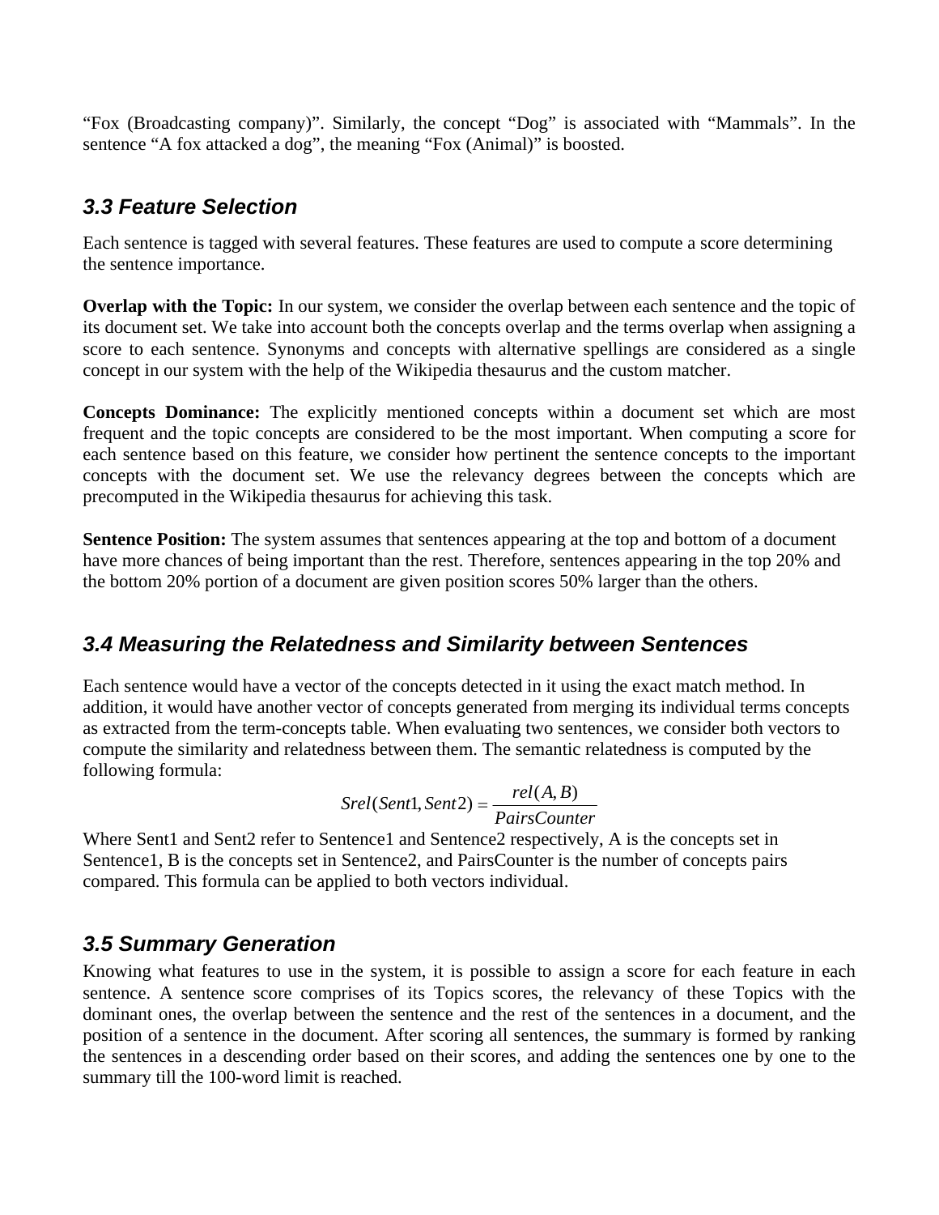"Fox (Broadcasting company)". Similarly, the concept "Dog" is associated with "Mammals". In the sentence "A fox attacked a dog", the meaning "Fox (Animal)" is boosted.

### 3.3 Feature Selection

Each sentence is tagged with several features. These features are used to compute a score determining the sentence importance.

**Overlap with the Topic:** In our system, we consider the overlap between each sentence and the topic of its document set. We take into account both the concepts overlap and the terms overlap when assigning a score to each sentence. Synonyms and concepts with alternative spellings are considered as a single concept in our system with the help of the Wikipedia thesaurus and the custom matcher.

**Concepts Dominance:** The explicitly mentioned concepts within a document set which are most frequent and the topic concepts are considered to be the most important. When computing a score for each sentence based on this feature, we consider how pertinent the sentence concepts to the important concepts with the document set. We use the relevancy degrees between the concepts which are precomputed in the Wikipedia thesaurus for achieving this task.

**Sentence Position:** The system assumes that sentences appearing at the top and bottom of a document have more chances of being important than the rest. Therefore, sentences appearing in the top 20% and the bottom 20% portion of a document are given position scores 50% larger than the others.

### 3.4 Measuring the Relatedness and Similarity between Sentences

Each sentence would have a vector of the concepts detected in it using the exact match method. In addition, it would have another vector of concepts generated from merging its individual terms concepts as extracted from the term-concepts table. When evaluating two sentences, we consider both vectors to compute the similarity and relatedness between them. The semantic relatedness is computed by the following formula:

$$Srel(Sent1, Sent2) = \frac{rel(A, B)}{PairsCounter}$$

Where Sent1 and Sent2 refer to Sentence1 and Sentence2 respectively, A is the concepts set in Sentence1, B is the concepts set in Sentence2, and PairsCounter is the number of concepts pairs compared. This formula can be applied to both vectors individual.

### 3.5 Summary Generation

Knowing what features to use in the system, it is possible to assign a score for each feature in each sentence. A sentence score comprises of its Topics scores, the relevancy of these Topics with the dominant ones, the overlap between the sentence and the rest of the sentences in a document, and the position of a sentence in the document. After scoring all sentences, the summary is formed by ranking the sentences in a descending order based on their scores, and adding the sentences one by one to the summary till the 100-word limit is reached.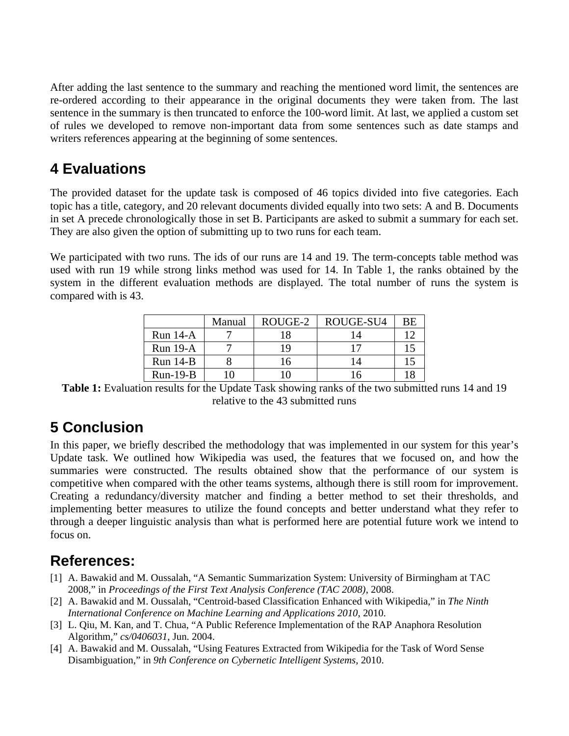After adding the last sentence to the summary and reaching the mentioned word limit, the sentences are re-ordered according to their appearance in the original documents they were taken from. The last sentence in the summary is then truncated to enforce the 100-word limit. At last, we applied a custom set of rules we developed to remove non-important data from some sentences such as date stamps and writers references appearing at the beginning of some sentences.

# 4 Evaluations

The provided dataset for the update task is composed of 46 topics divided into five categories. Each topic has a title, category, and 20 relevant documents divided equally into two sets: A and B. Documents in set A precede chronologically those in set B. Participants are asked to submit a summary for each set. They are also given the option of submitting up to two runs for each team.

We participated with two runs. The ids of our runs are 14 and 19. The term-concepts table method was used with run 19 while strong links method was used for 14. In Table 1, the ranks obtained by the system in the different evaluation methods are displayed. The total number of runs the system is compared with is 43.

| | Manual | ROUGE-2 | ROUGE-SU4 | BE |
|---|---|---|---|---|
| Run 14-A | 7 | 18 | 14 | 12 |
| Run 19-A | 7 | 19 | 17 | 15 |
| Run 14-B | 8 | 16 | 14 | 15 |
| Run-19-B | 10 | 10 | 16 | 18 |

**Table 1:** Evaluation results for the Update Task showing ranks of the two submitted runs 14 and 19 relative to the 43 submitted runs

# 5 Conclusion

In this paper, we briefly described the methodology that was implemented in our system for this year's Update task. We outlined how Wikipedia was used, the features that we focused on, and how the summaries were constructed. The results obtained show that the performance of our system is competitive when compared with the other teams systems, although there is still room for improvement. Creating a redundancy/diversity matcher and finding a better method to set their thresholds, and implementing better measures to utilize the found concepts and better understand what they refer to through a deeper linguistic analysis than what is performed here are potential future work we intend to focus on.

# References:

[1] A. Bawakid and M. Oussalah, "A Semantic Summarization System: University of Birmingham at TAC 2008," in *Proceedings of the First Text Analysis Conference (TAC 2008)*, 2008.

[2] A. Bawakid and M. Oussalah, "Centroid-based Classification Enhanced with Wikipedia," in *The Ninth International Conference on Machine Learning and Applications 2010*, 2010.

[3] L. Qiu, M. Kan, and T. Chua, "A Public Reference Implementation of the RAP Anaphora Resolution Algorithm," *cs/0406031*, Jun. 2004.

[4] A. Bawakid and M. Oussalah, "Using Features Extracted from Wikipedia for the Task of Word Sense Disambiguation," in *9th Conference on Cybernetic Intelligent Systems*, 2010.